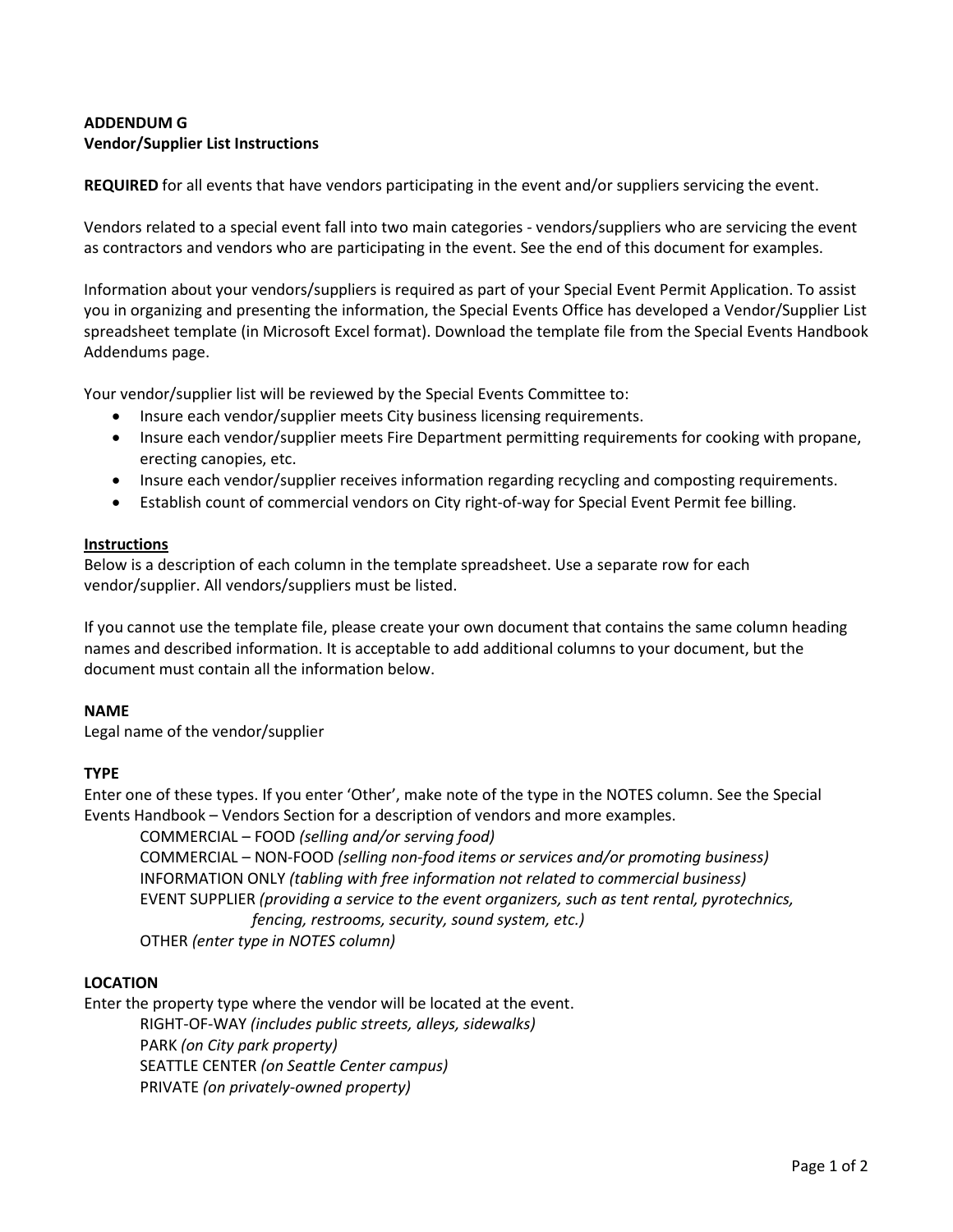**ADDENDUM G**
**Vendor/Supplier List Instructions**

**REQUIRED** for all events that have vendors participating in the event and/or suppliers servicing the event.

Vendors related to a special event fall into two main categories - vendors/suppliers who are servicing the event as contractors and vendors who are participating in the event. See the end of this document for examples.

Information about your vendors/suppliers is required as part of your Special Event Permit Application. To assist you in organizing and presenting the information, the Special Events Office has developed a Vendor/Supplier List spreadsheet template (in Microsoft Excel format). Download the template file from the Special Events Handbook Addendums page.

Your vendor/supplier list will be reviewed by the Special Events Committee to:

- Insure each vendor/supplier meets City business licensing requirements.
- Insure each vendor/supplier meets Fire Department permitting requirements for cooking with propane, erecting canopies, etc.
- Insure each vendor/supplier receives information regarding recycling and composting requirements.
- Establish count of commercial vendors on City right-of-way for Special Event Permit fee billing.

**Instructions**

Below is a description of each column in the template spreadsheet. Use a separate row for each vendor/supplier. All vendors/suppliers must be listed.

If you cannot use the template file, please create your own document that contains the same column heading names and described information. It is acceptable to add additional columns to your document, but the document must contain all the information below.

**NAME**

Legal name of the vendor/supplier

**TYPE**

Enter one of these types. If you enter 'Other', make note of the type in the NOTES column. See the Special Events Handbook – Vendors Section for a description of vendors and more examples.

COMMERCIAL – FOOD *(selling and/or serving food)*
COMMERCIAL – NON-FOOD *(selling non-food items or services and/or promoting business)*
INFORMATION ONLY *(tabling with free information not related to commercial business)*
EVENT SUPPLIER *(providing a service to the event organizers, such as tent rental, pyrotechnics, fencing, restrooms, security, sound system, etc.)*
OTHER *(enter type in NOTES column)*

**LOCATION**

Enter the property type where the vendor will be located at the event.

RIGHT-OF-WAY *(includes public streets, alleys, sidewalks)*
PARK *(on City park property)*
SEATTLE CENTER *(on Seattle Center campus)*
PRIVATE *(on privately-owned property)*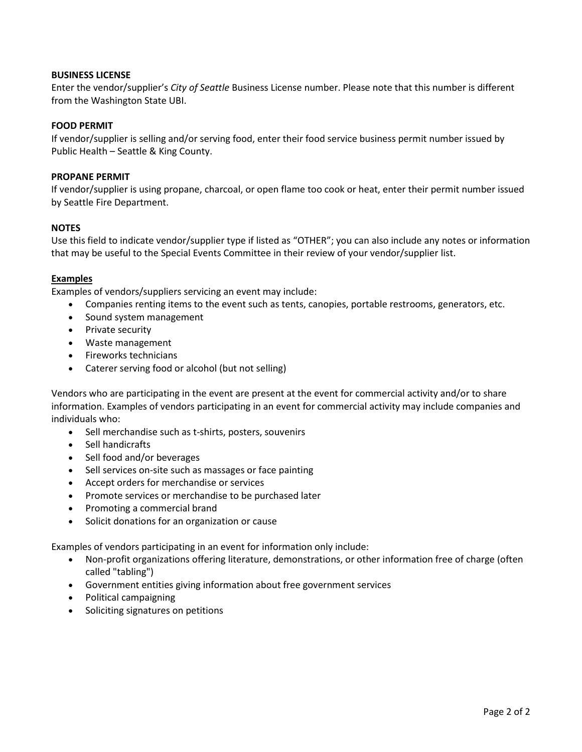**BUSINESS LICENSE**

Enter the vendor/supplier's *City of Seattle* Business License number. Please note that this number is different from the Washington State UBI.

**FOOD PERMIT**

If vendor/supplier is selling and/or serving food, enter their food service business permit number issued by Public Health – Seattle & King County.

**PROPANE PERMIT**

If vendor/supplier is using propane, charcoal, or open flame too cook or heat, enter their permit number issued by Seattle Fire Department.

**NOTES**

Use this field to indicate vendor/supplier type if listed as "OTHER"; you can also include any notes or information that may be useful to the Special Events Committee in their review of your vendor/supplier list.

**Examples**

Examples of vendors/suppliers servicing an event may include:

- Companies renting items to the event such as tents, canopies, portable restrooms, generators, etc.
- Sound system management
- Private security
- Waste management
- Fireworks technicians
- Caterer serving food or alcohol (but not selling)

Vendors who are participating in the event are present at the event for commercial activity and/or to share information. Examples of vendors participating in an event for commercial activity may include companies and individuals who:

- Sell merchandise such as t-shirts, posters, souvenirs
- Sell handicrafts
- Sell food and/or beverages
- Sell services on-site such as massages or face painting
- Accept orders for merchandise or services
- Promote services or merchandise to be purchased later
- Promoting a commercial brand
- Solicit donations for an organization or cause

Examples of vendors participating in an event for information only include:

- Non-profit organizations offering literature, demonstrations, or other information free of charge (often called "tabling")
- Government entities giving information about free government services
- Political campaigning
- Soliciting signatures on petitions